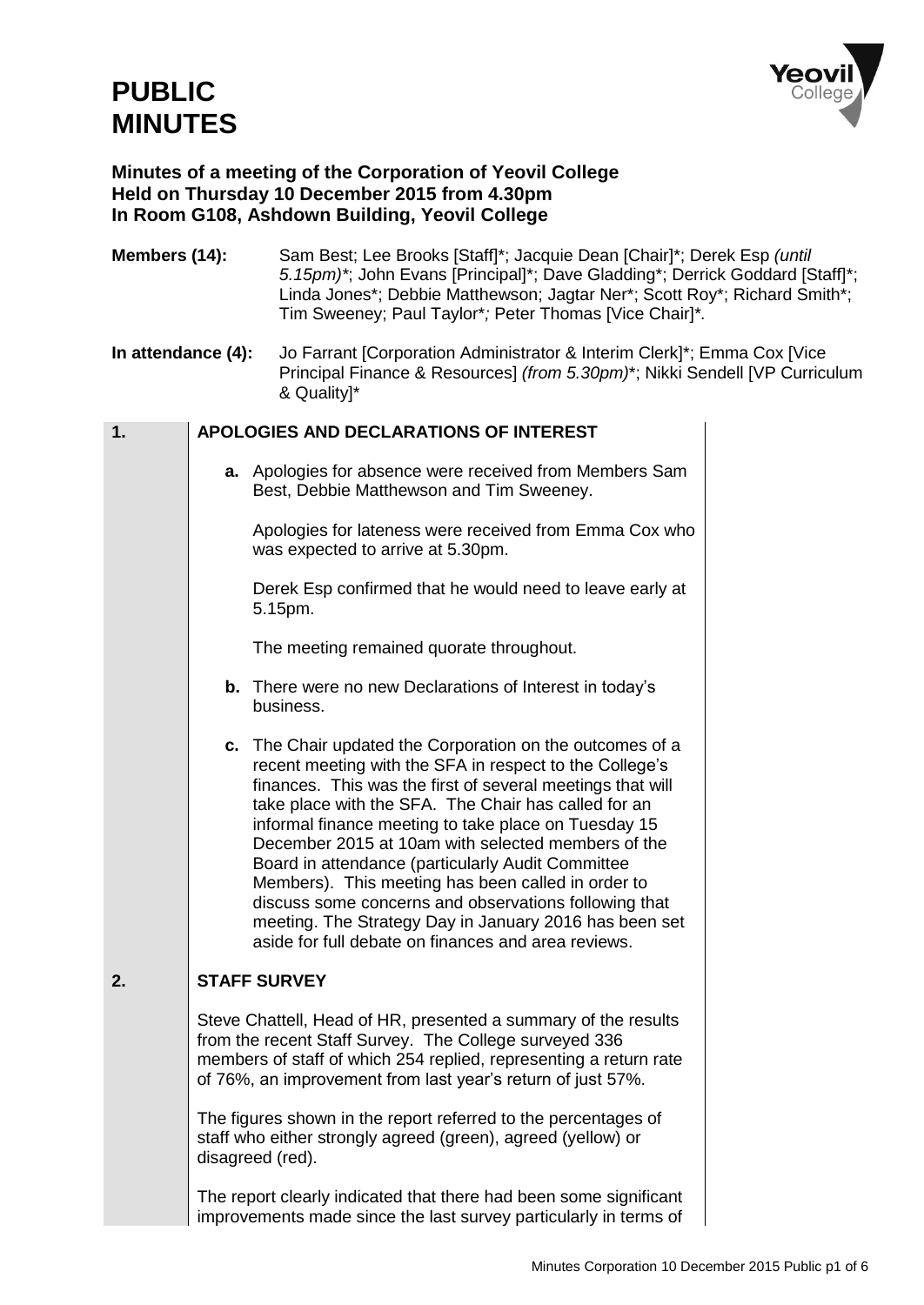# PUBLIC MINUTES

**Minutes of a meeting of the Corporation of Yeovil College**
**Held on Thursday 10 December 2015 from 4.30pm**
**In Room G108, Ashdown Building, Yeovil College**

**Members (14):** Sam Best; Lee Brooks [Staff]*; Jacquie Dean [Chair]*; Derek Esp *(until 5.15pm)**; John Evans [Principal]*; Dave Gladding*; Derrick Goddard [Staff]*; Linda Jones*; Debbie Matthewson; Jagtar Ner*; Scott Roy*; Richard Smith*; Tim Sweeney; Paul Taylor*; Peter Thomas [Vice Chair]*.

**In attendance (4):** Jo Farrant [Corporation Administrator & Interim Clerk]*; Emma Cox [Vice Principal Finance & Resources] *(from 5.30pm)**; Nikki Sendell [VP Curriculum & Quality]*

## 1. APOLOGIES AND DECLARATIONS OF INTEREST

**a.** Apologies for absence were received from Members Sam Best, Debbie Matthewson and Tim Sweeney.

Apologies for lateness were received from Emma Cox who was expected to arrive at 5.30pm.

Derek Esp confirmed that he would need to leave early at 5.15pm.

The meeting remained quorate throughout.

**b.** There were no new Declarations of Interest in today's business.

**c.** The Chair updated the Corporation on the outcomes of a recent meeting with the SFA in respect to the College's finances. This was the first of several meetings that will take place with the SFA. The Chair has called for an informal finance meeting to take place on Tuesday 15 December 2015 at 10am with selected members of the Board in attendance (particularly Audit Committee Members). This meeting has been called in order to discuss some concerns and observations following that meeting. The Strategy Day in January 2016 has been set aside for full debate on finances and area reviews.

## 2. STAFF SURVEY

Steve Chattell, Head of HR, presented a summary of the results from the recent Staff Survey. The College surveyed 336 members of staff of which 254 replied, representing a return rate of 76%, an improvement from last year's return of just 57%.

The figures shown in the report referred to the percentages of staff who either strongly agreed (green), agreed (yellow) or disagreed (red).

The report clearly indicated that there had been some significant improvements made since the last survey particularly in terms of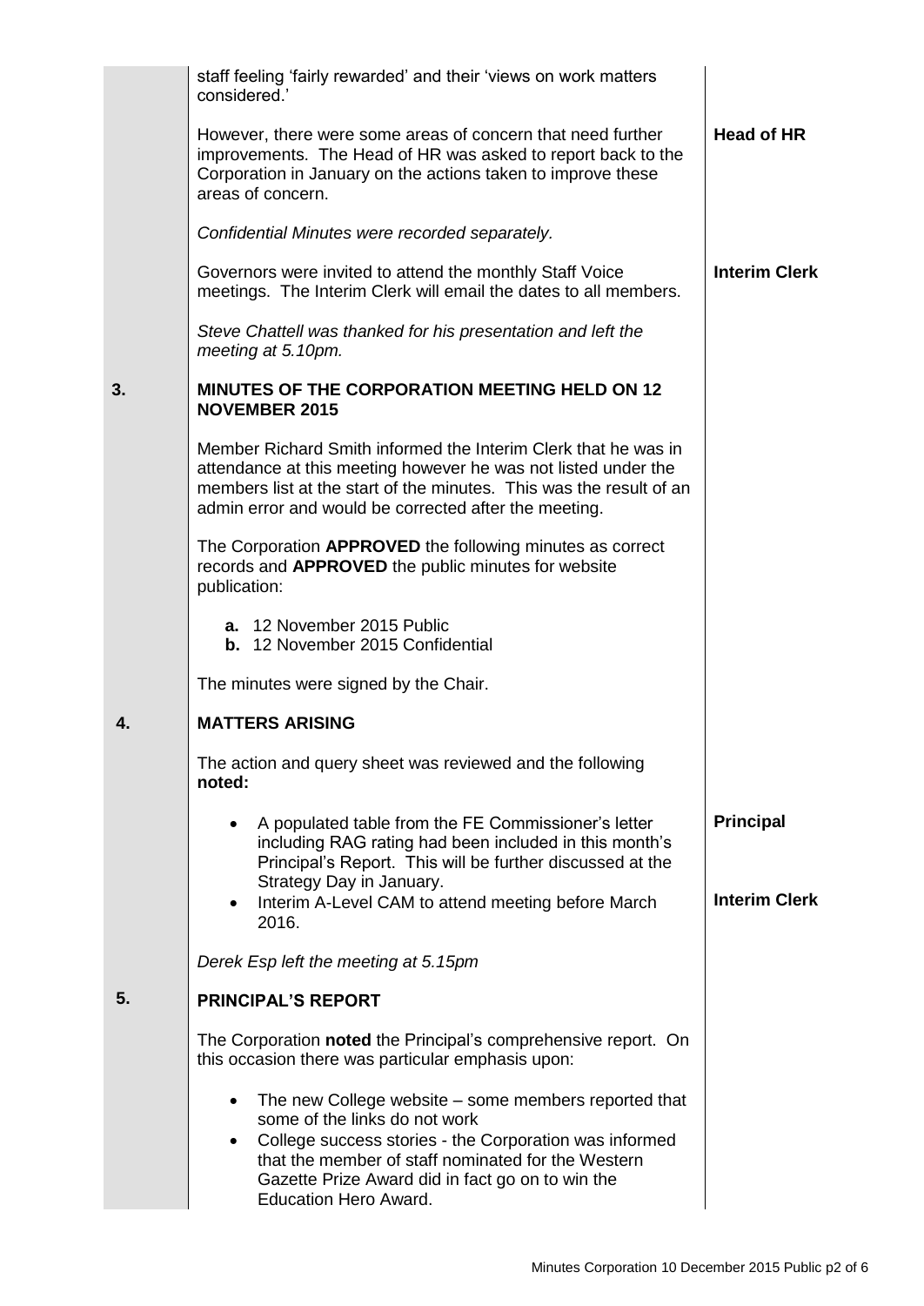| | | |
|---|---|---|
| | staff feeling 'fairly rewarded' and their 'views on work matters considered.' | |
| | However, there were some areas of concern that need further improvements. The Head of HR was asked to report back to the Corporation in January on the actions taken to improve these areas of concern. | **Head of HR** |
| | *Confidential Minutes were recorded separately.* | |
| | Governors were invited to attend the monthly Staff Voice meetings. The Interim Clerk will email the dates to all members. | **Interim Clerk** |
| | *Steve Chattell was thanked for his presentation and left the meeting at 5.10pm.* | |
| **3.** | **MINUTES OF THE CORPORATION MEETING HELD ON 12 NOVEMBER 2015** | |
| | Member Richard Smith informed the Interim Clerk that he was in attendance at this meeting however he was not listed under the members list at the start of the minutes. This was the result of an admin error and would be corrected after the meeting. | |
| | The Corporation **APPROVED** the following minutes as correct records and **APPROVED** the public minutes for website publication:<br><br>**a.** 12 November 2015 Public<br>**b.** 12 November 2015 Confidential | |
| | The minutes were signed by the Chair. | |
| **4.** | **MATTERS ARISING** | |
| | The action and query sheet was reviewed and the following **noted:** | |
| | • A populated table from the FE Commissioner's letter including RAG rating had been included in this month's Principal's Report. This will be further discussed at the Strategy Day in January. | **Principal** |
| | • Interim A-Level CAM to attend meeting before March 2016. | **Interim Clerk** |
| | *Derek Esp left the meeting at 5.15pm* | |
| **5.** | **PRINCIPAL'S REPORT** | |
| | The Corporation **noted** the Principal's comprehensive report. On this occasion there was particular emphasis upon:<br><br>• The new College website – some members reported that some of the links do not work<br>• College success stories - the Corporation was informed that the member of staff nominated for the Western Gazette Prize Award did in fact go on to win the Education Hero Award. | |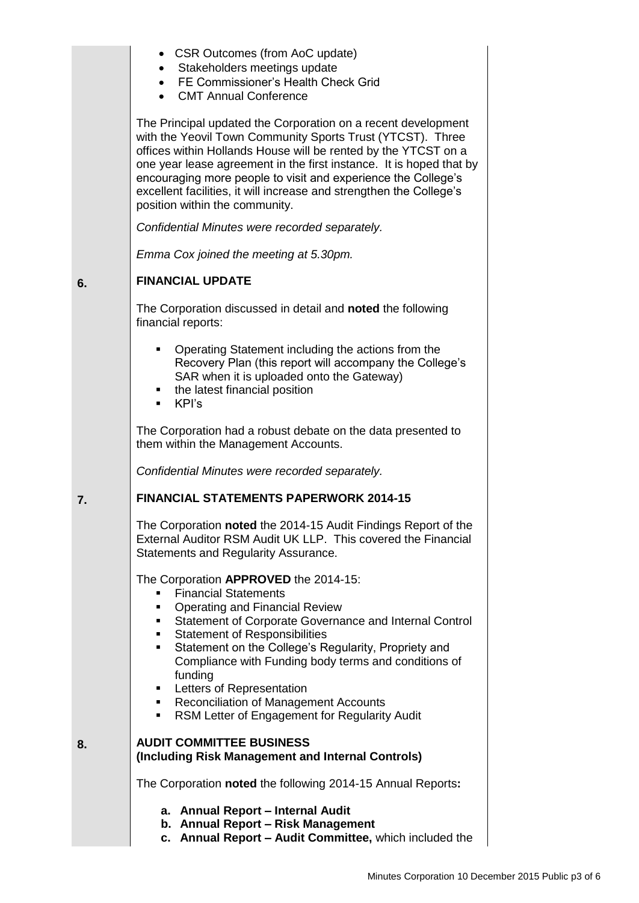- CSR Outcomes (from AoC update)
- Stakeholders meetings update
- FE Commissioner's Health Check Grid
- CMT Annual Conference

The Principal updated the Corporation on a recent development with the Yeovil Town Community Sports Trust (YTCST). Three offices within Hollands House will be rented by the YTCST on a one year lease agreement in the first instance. It is hoped that by encouraging more people to visit and experience the College's excellent facilities, it will increase and strengthen the College's position within the community.

*Confidential Minutes were recorded separately.*

*Emma Cox joined the meeting at 5.30pm.*

## 6. FINANCIAL UPDATE

The Corporation discussed in detail and **noted** the following financial reports:

- Operating Statement including the actions from the Recovery Plan (this report will accompany the College's SAR when it is uploaded onto the Gateway)
- the latest financial position
- KPI's

The Corporation had a robust debate on the data presented to them within the Management Accounts.

*Confidential Minutes were recorded separately.*

## 7. FINANCIAL STATEMENTS PAPERWORK 2014-15

The Corporation **noted** the 2014-15 Audit Findings Report of the External Auditor RSM Audit UK LLP. This covered the Financial Statements and Regularity Assurance.

The Corporation **APPROVED** the 2014-15:

- Financial Statements
- Operating and Financial Review
- Statement of Corporate Governance and Internal Control
- Statement of Responsibilities
- Statement on the College's Regularity, Propriety and Compliance with Funding body terms and conditions of funding
- Letters of Representation
- Reconciliation of Management Accounts
- RSM Letter of Engagement for Regularity Audit

## 8. AUDIT COMMITTEE BUSINESS (Including Risk Management and Internal Controls)

The Corporation **noted** the following 2014-15 Annual Reports**:**

a. **Annual Report – Internal Audit**
b. **Annual Report – Risk Management**
c. **Annual Report – Audit Committee,** which included the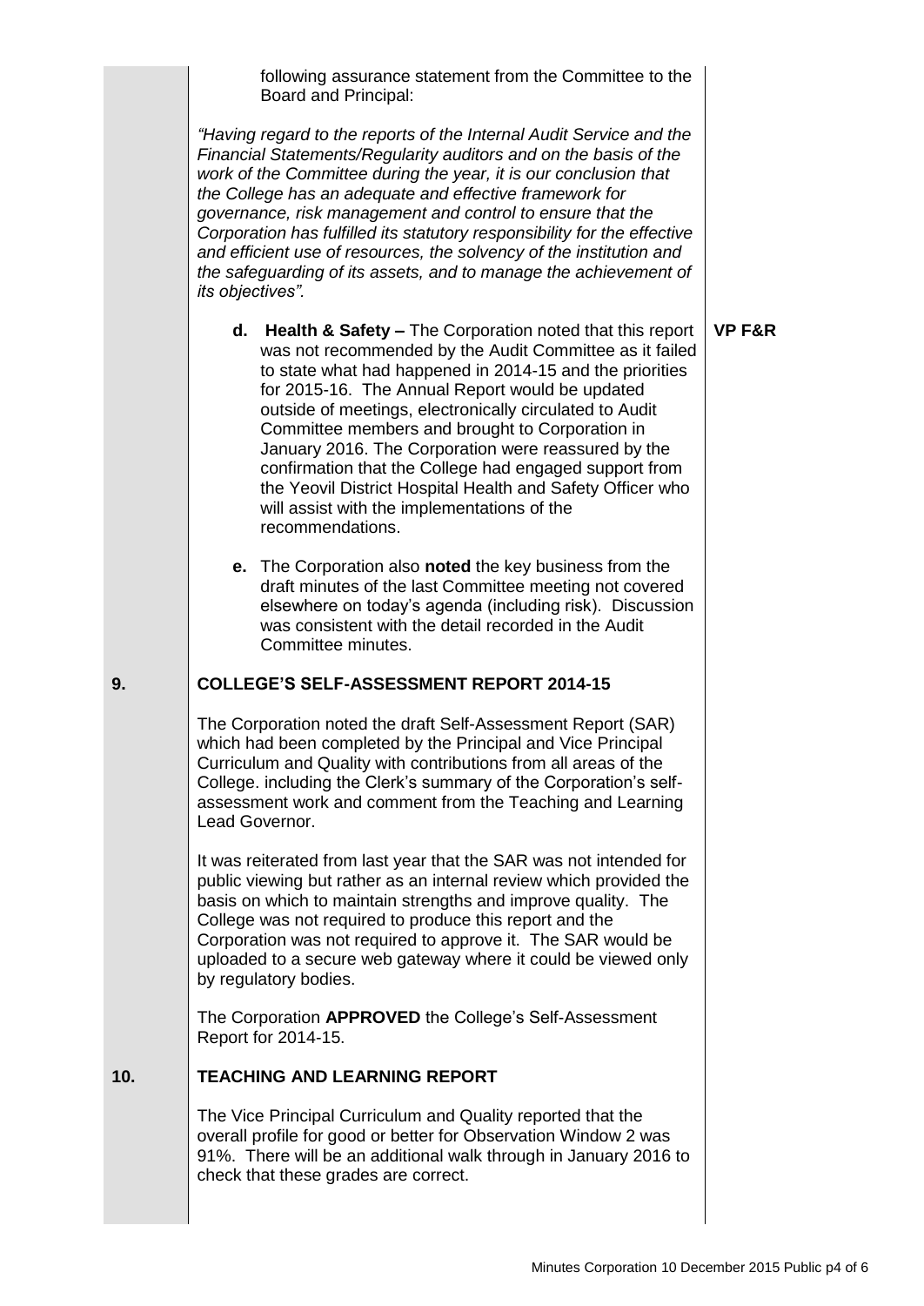following assurance statement from the Committee to the Board and Principal:

*"Having regard to the reports of the Internal Audit Service and the Financial Statements/Regularity auditors and on the basis of the work of the Committee during the year, it is our conclusion that the College has an adequate and effective framework for governance, risk management and control to ensure that the Corporation has fulfilled its statutory responsibility for the effective and efficient use of resources, the solvency of the institution and the safeguarding of its assets, and to manage the achievement of its objectives".*

**d. Health & Safety –** The Corporation noted that this report was not recommended by the Audit Committee as it failed to state what had happened in 2014-15 and the priorities for 2015-16. The Annual Report would be updated outside of meetings, electronically circulated to Audit Committee members and brought to Corporation in January 2016. The Corporation were reassured by the confirmation that the College had engaged support from the Yeovil District Hospital Health and Safety Officer who will assist with the implementations of the recommendations. **VP F&R**

**e.** The Corporation also **noted** the key business from the draft minutes of the last Committee meeting not covered elsewhere on today's agenda (including risk). Discussion was consistent with the detail recorded in the Audit Committee minutes.

## 9. COLLEGE'S SELF-ASSESSMENT REPORT 2014-15

The Corporation noted the draft Self-Assessment Report (SAR) which had been completed by the Principal and Vice Principal Curriculum and Quality with contributions from all areas of the College. including the Clerk's summary of the Corporation's self-assessment work and comment from the Teaching and Learning Lead Governor.

It was reiterated from last year that the SAR was not intended for public viewing but rather as an internal review which provided the basis on which to maintain strengths and improve quality. The College was not required to produce this report and the Corporation was not required to approve it. The SAR would be uploaded to a secure web gateway where it could be viewed only by regulatory bodies.

The Corporation **APPROVED** the College's Self-Assessment Report for 2014-15.

## 10. TEACHING AND LEARNING REPORT

The Vice Principal Curriculum and Quality reported that the overall profile for good or better for Observation Window 2 was 91%. There will be an additional walk through in January 2016 to check that these grades are correct.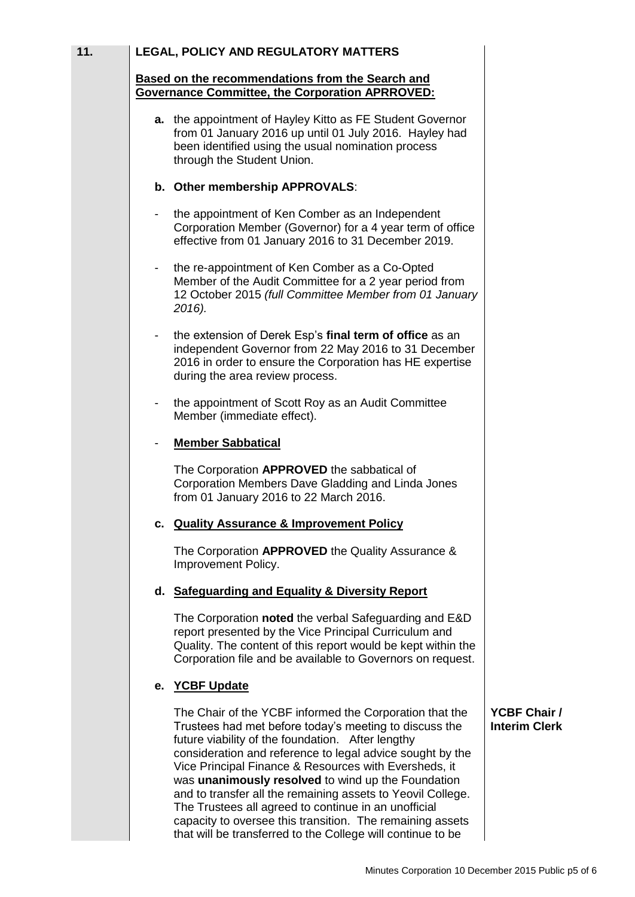## 11. LEGAL, POLICY AND REGULATORY MATTERS

**Based on the recommendations from the Search and Governance Committee, the Corporation APRROVED:**

**a.** the appointment of Hayley Kitto as FE Student Governor from 01 January 2016 up until 01 July 2016. Hayley had been identified using the usual nomination process through the Student Union.

**b. Other membership APPROVALS**:

- the appointment of Ken Comber as an Independent Corporation Member (Governor) for a 4 year term of office effective from 01 January 2016 to 31 December 2019.

- the re-appointment of Ken Comber as a Co-Opted Member of the Audit Committee for a 2 year period from 12 October 2015 *(full Committee Member from 01 January 2016).*

- the extension of Derek Esp's **final term of office** as an independent Governor from 22 May 2016 to 31 December 2016 in order to ensure the Corporation has HE expertise during the area review process.

- the appointment of Scott Roy as an Audit Committee Member (immediate effect).

- **Member Sabbatical**

  The Corporation **APPROVED** the sabbatical of Corporation Members Dave Gladding and Linda Jones from 01 January 2016 to 22 March 2016.

**c. Quality Assurance & Improvement Policy**

The Corporation **APPROVED** the Quality Assurance & Improvement Policy.

**d. Safeguarding and Equality & Diversity Report**

The Corporation **noted** the verbal Safeguarding and E&D report presented by the Vice Principal Curriculum and Quality. The content of this report would be kept within the Corporation file and be available to Governors on request.

**e. YCBF Update**

**YCBF Chair / Interim Clerk**

The Chair of the YCBF informed the Corporation that the Trustees had met before today's meeting to discuss the future viability of the foundation. After lengthy consideration and reference to legal advice sought by the Vice Principal Finance & Resources with Eversheds, it was **unanimously resolved** to wind up the Foundation and to transfer all the remaining assets to Yeovil College. The Trustees all agreed to continue in an unofficial capacity to oversee this transition. The remaining assets that will be transferred to the College will continue to be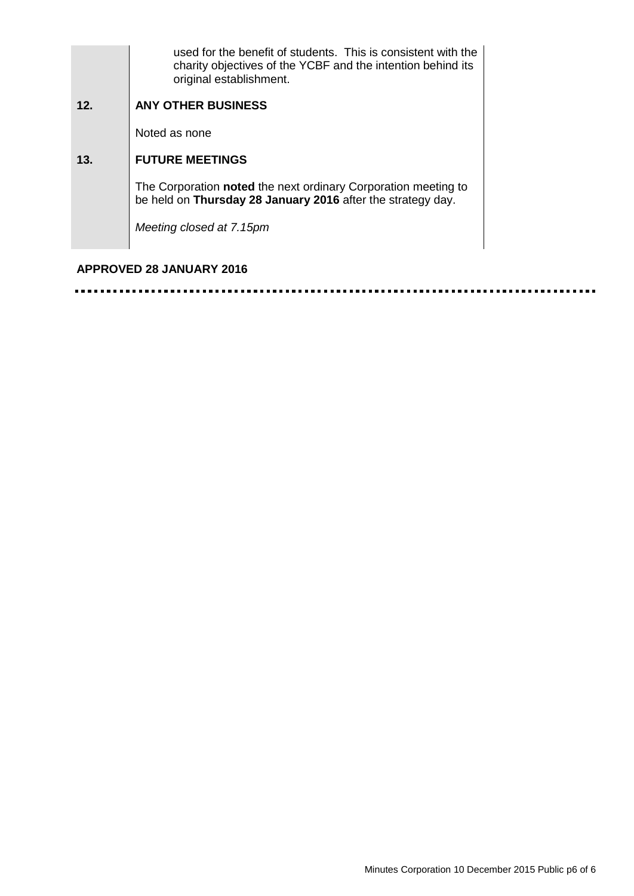used for the benefit of students. This is consistent with the charity objectives of the YCBF and the intention behind its original establishment.

**12. ANY OTHER BUSINESS**

Noted as none

**13. FUTURE MEETINGS**

The Corporation **noted** the next ordinary Corporation meeting to be held on **Thursday 28 January 2016** after the strategy day.

*Meeting closed at 7.15pm*

**APPROVED 28 JANUARY 2016**